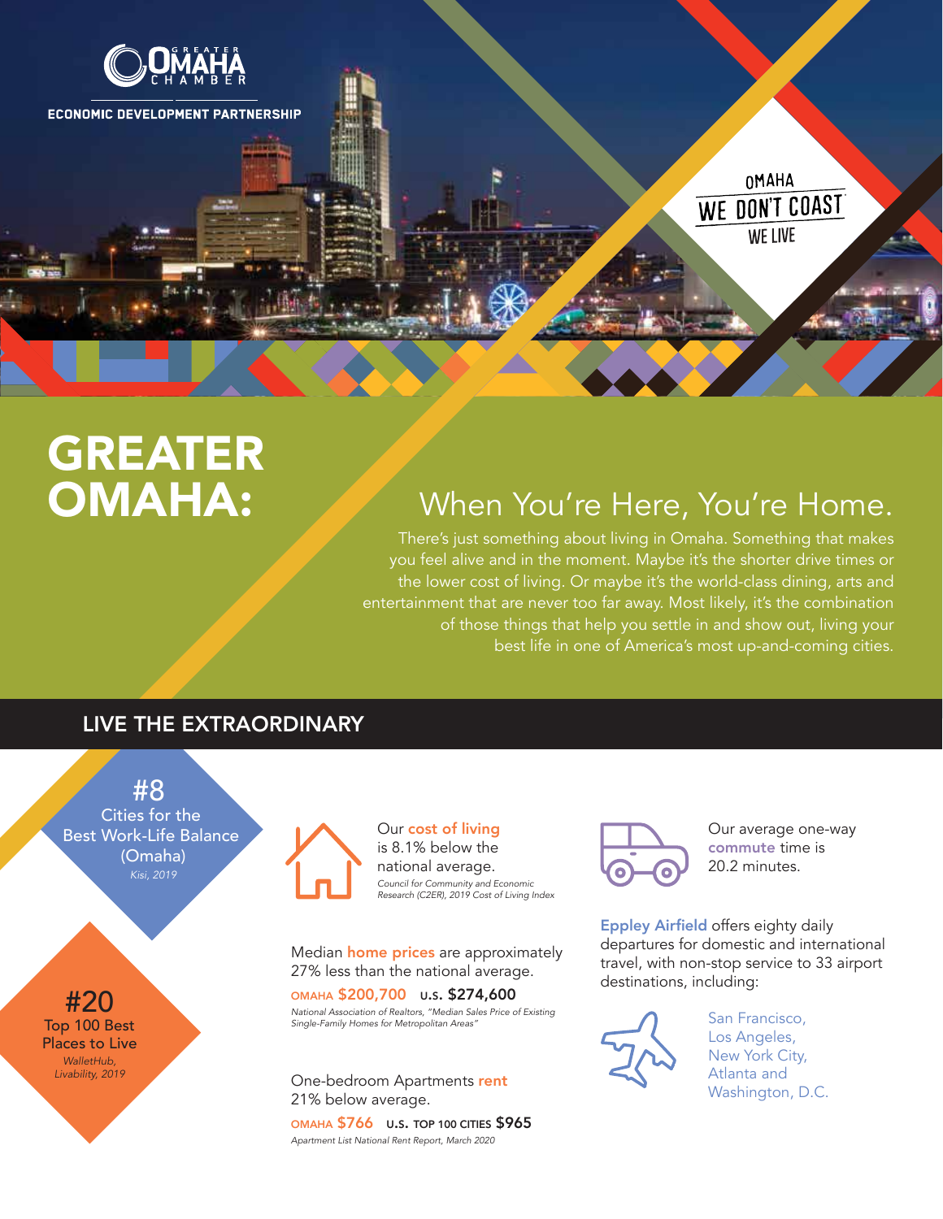GREATER OMAHA CHAMBER

ECONOMIC DEVELOPMENT PARTNERSHIP

OMAHA
WE DON'T COAST
WE LIVE

# GREATER OMAHA:

## When You're Here, You're Home.

There's just something about living in Omaha. Something that makes you feel alive and in the moment. Maybe it's the shorter drive times or the lower cost of living. Or maybe it's the world-class dining, arts and entertainment that are never too far away. Most likely, it's the combination of those things that help you settle in and show out, living your best life in one of America's most up-and-coming cities.

## LIVE THE EXTRAORDINARY

**#8**
Cities for the Best Work-Life Balance (Omaha)
*Kisi, 2019*

**#20**
Top 100 Best Places to Live
*WalletHub, Livability, 2019*

Our **cost of living** is 8.1% below the national average.
*Council for Community and Economic Research (C2ER), 2019 Cost of Living Index*

Median **home prices** are approximately 27% less than the national average.

**OMAHA $200,700** **U.S. $274,600**

*National Association of Realtors, "Median Sales Price of Existing Single-Family Homes for Metropolitan Areas"*

One-bedroom Apartments **rent** 21% below average.

**OMAHA $766** **U.S. TOP 100 CITIES $965**

*Apartment List National Rent Report, March 2020*

Our average one-way **commute** time is 20.2 minutes.

**Eppley Airfield** offers eighty daily departures for domestic and international travel, with non-stop service to 33 airport destinations, including:

San Francisco,
Los Angeles,
New York City,
Atlanta and
Washington, D.C.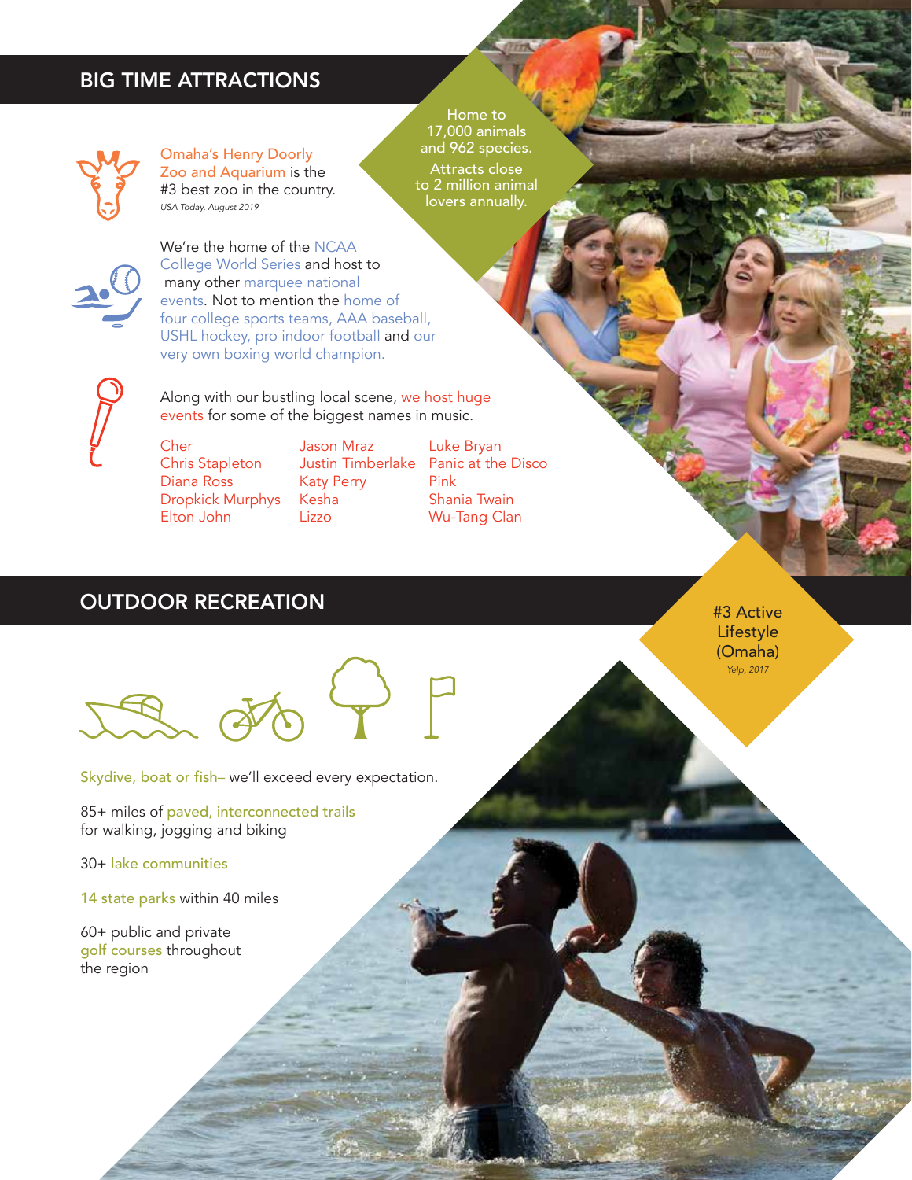## BIG TIME ATTRACTIONS

Omaha's Henry Doorly Zoo and Aquarium is the #3 best zoo in the country.
*USA Today, August 2019*

Home to 17,000 animals and 962 species.

Attracts close to 2 million animal lovers annually.

We're the home of the NCAA College World Series and host to many other marquee national events. Not to mention the home of four college sports teams, AAA baseball, USHL hockey, pro indoor football and our very own boxing world champion.

Along with our bustling local scene, we host huge events for some of the biggest names in music.

- Cher
- Chris Stapleton
- Diana Ross
- Dropkick Murphys
- Elton John
- Jason Mraz
- Justin Timberlake
- Katy Perry
- Kesha
- Lizzo
- Luke Bryan
- Panic at the Disco
- Pink
- Shania Twain
- Wu-Tang Clan

## OUTDOOR RECREATION

#3 Active Lifestyle (Omaha)
*Yelp, 2017*

Skydive, boat or fish– we'll exceed every expectation.

85+ miles of paved, interconnected trails for walking, jogging and biking

30+ lake communities

14 state parks within 40 miles

60+ public and private golf courses throughout the region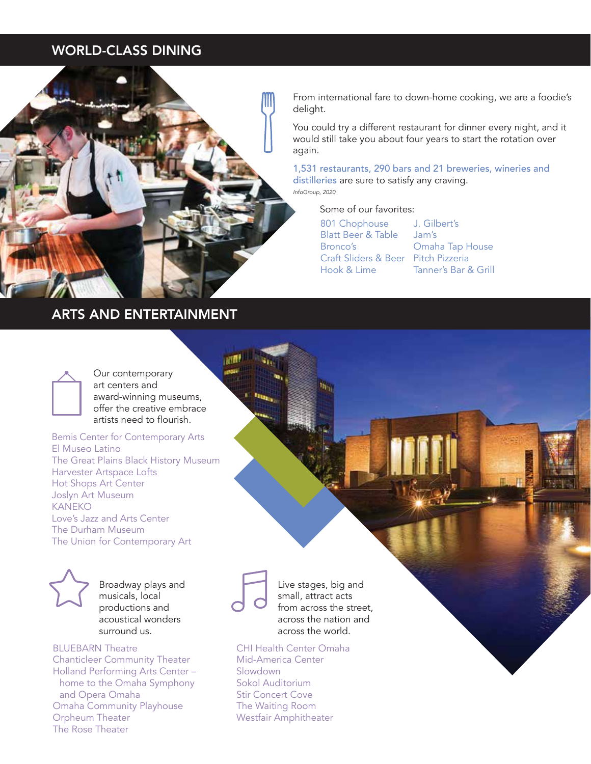## WORLD-CLASS DINING

From international fare to down-home cooking, we are a foodie's delight.

You could try a different restaurant for dinner every night, and it would still take you about four years to start the rotation over again.

1,531 restaurants, 290 bars and 21 breweries, wineries and distilleries are sure to satisfy any craving.

*InfoGroup, 2020*

Some of our favorites:

- 801 Chophouse
- Blatt Beer & Table
- Bronco's
- Craft Sliders & Beer
- Hook & Lime
- J. Gilbert's
- Jam's
- Omaha Tap House
- Pitch Pizzeria
- Tanner's Bar & Grill

## ARTS AND ENTERTAINMENT

Our contemporary art centers and award-winning museums, offer the creative embrace artists need to flourish.

- Bemis Center for Contemporary Arts
- El Museo Latino
- The Great Plains Black History Museum
- Harvester Artspace Lofts
- Hot Shops Art Center
- Joslyn Art Museum
- KANEKO
- Love's Jazz and Arts Center
- The Durham Museum
- The Union for Contemporary Art

Broadway plays and musicals, local productions and acoustical wonders surround us.

- BLUEBARN Theatre
- Chanticleer Community Theater
- Holland Performing Arts Center – home to the Omaha Symphony and Opera Omaha
- Omaha Community Playhouse
- Orpheum Theater
- The Rose Theater

Live stages, big and small, attract acts from across the street, across the nation and across the world.

- CHI Health Center Omaha
- Mid-America Center
- Slowdown
- Sokol Auditorium
- Stir Concert Cove
- The Waiting Room
- Westfair Amphitheater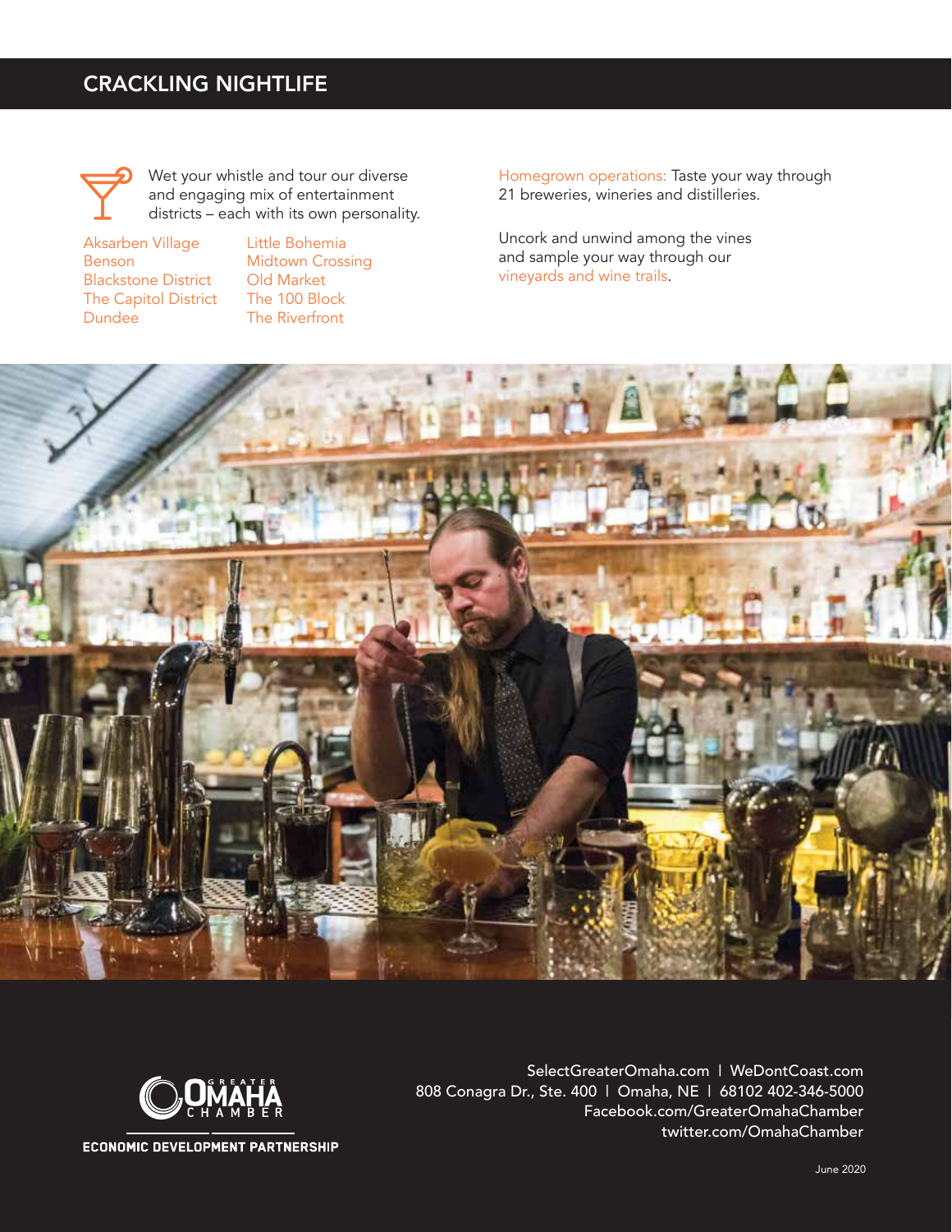## CRACKLING NIGHTLIFE

Wet your whistle and tour our diverse and engaging mix of entertainment districts – each with its own personality.

- Aksarben Village
- Benson
- Blackstone District
- The Capitol District
- Dundee
- Little Bohemia
- Midtown Crossing
- Old Market
- The 100 Block
- The Riverfront

Homegrown operations: Taste your way through 21 breweries, wineries and distilleries.

Uncork and unwind among the vines and sample your way through our vineyards and wine trails.

GREATER OMAHA CHAMBER

ECONOMIC DEVELOPMENT PARTNERSHIP

SelectGreaterOmaha.com | WeDontCoast.com
808 Conagra Dr., Ste. 400 | Omaha, NE | 68102 402-346-5000
Facebook.com/GreaterOmahaChamber
twitter.com/OmahaChamber

June 2020